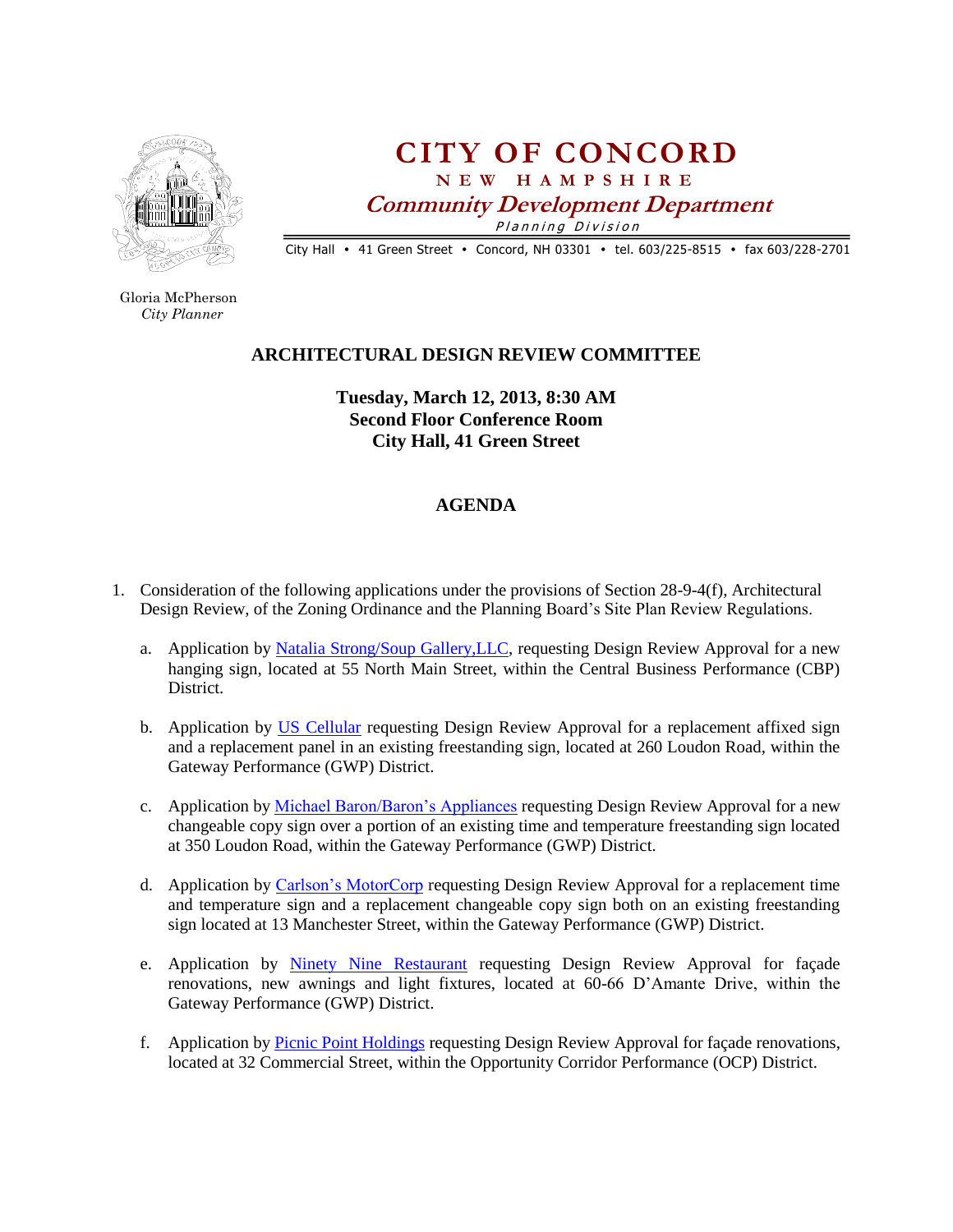# CITY OF CONCORD

**NEW HAMPSHIRE**

***Community Development Department***

*Planning Division*

City Hall • 41 Green Street • Concord, NH 03301 • tel. 603/225-8515 • fax 603/228-2701

Gloria McPherson
*City Planner*

## ARCHITECTURAL DESIGN REVIEW COMMITTEE

**Tuesday, March 12, 2013, 8:30 AM**
**Second Floor Conference Room**
**City Hall, 41 Green Street**

## AGENDA

1. Consideration of the following applications under the provisions of Section 28-9-4(f), Architectural Design Review, of the Zoning Ordinance and the Planning Board's Site Plan Review Regulations.

   a. Application by Natalia Strong/Soup Gallery,LLC, requesting Design Review Approval for a new hanging sign, located at 55 North Main Street, within the Central Business Performance (CBP) District.

   b. Application by US Cellular requesting Design Review Approval for a replacement affixed sign and a replacement panel in an existing freestanding sign, located at 260 Loudon Road, within the Gateway Performance (GWP) District.

   c. Application by Michael Baron/Baron's Appliances requesting Design Review Approval for a new changeable copy sign over a portion of an existing time and temperature freestanding sign located at 350 Loudon Road, within the Gateway Performance (GWP) District.

   d. Application by Carlson's MotorCorp requesting Design Review Approval for a replacement time and temperature sign and a replacement changeable copy sign both on an existing freestanding sign located at 13 Manchester Street, within the Gateway Performance (GWP) District.

   e. Application by Ninety Nine Restaurant requesting Design Review Approval for façade renovations, new awnings and light fixtures, located at 60-66 D'Amante Drive, within the Gateway Performance (GWP) District.

   f. Application by Picnic Point Holdings requesting Design Review Approval for façade renovations, located at 32 Commercial Street, within the Opportunity Corridor Performance (OCP) District.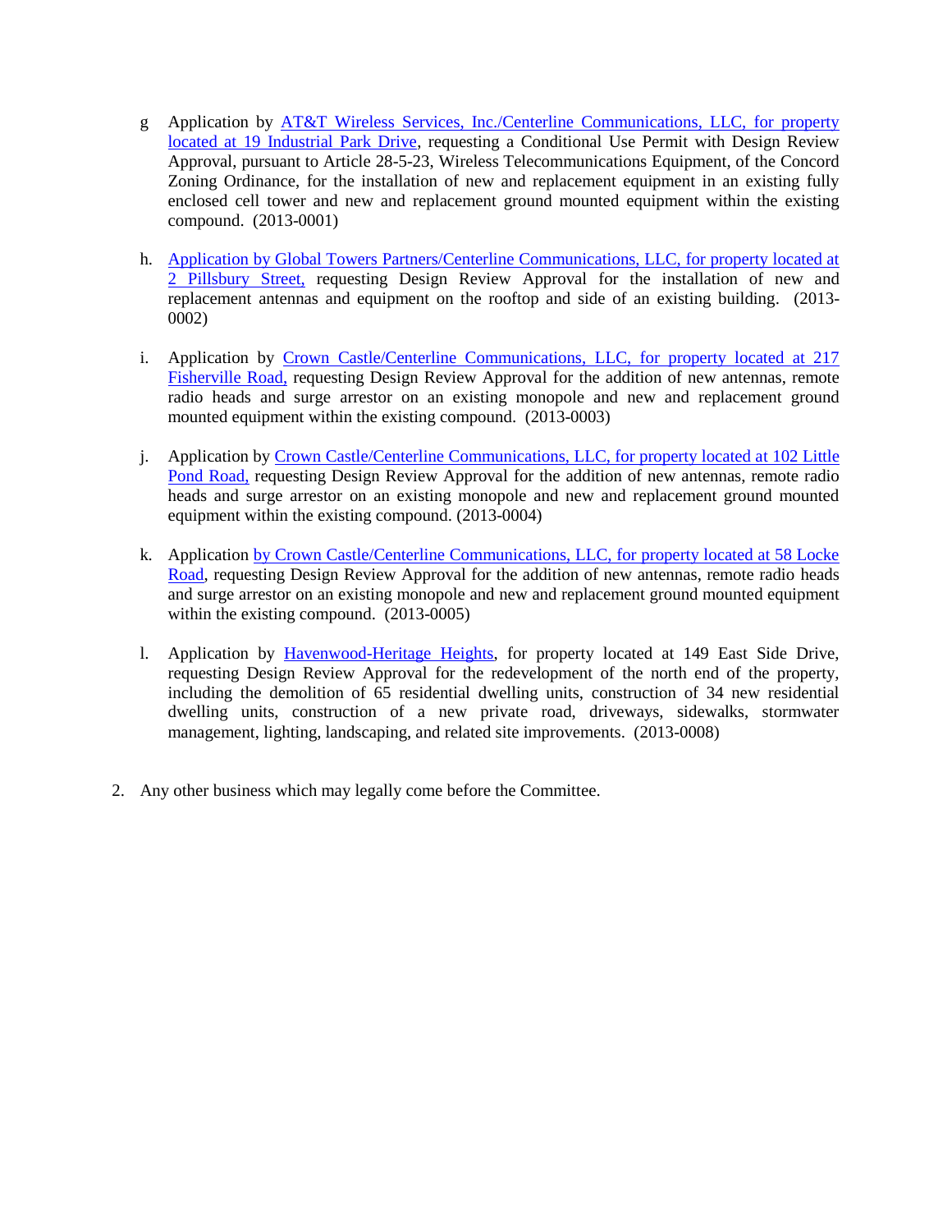g Application by AT&T Wireless Services, Inc./Centerline Communications, LLC, for property located at 19 Industrial Park Drive, requesting a Conditional Use Permit with Design Review Approval, pursuant to Article 28-5-23, Wireless Telecommunications Equipment, of the Concord Zoning Ordinance, for the installation of new and replacement equipment in an existing fully enclosed cell tower and new and replacement ground mounted equipment within the existing compound. (2013-0001)

h. Application by Global Towers Partners/Centerline Communications, LLC, for property located at 2 Pillsbury Street, requesting Design Review Approval for the installation of new and replacement antennas and equipment on the rooftop and side of an existing building. (2013-0002)

i. Application by Crown Castle/Centerline Communications, LLC, for property located at 217 Fisherville Road, requesting Design Review Approval for the addition of new antennas, remote radio heads and surge arrestor on an existing monopole and new and replacement ground mounted equipment within the existing compound. (2013-0003)

j. Application by Crown Castle/Centerline Communications, LLC, for property located at 102 Little Pond Road, requesting Design Review Approval for the addition of new antennas, remote radio heads and surge arrestor on an existing monopole and new and replacement ground mounted equipment within the existing compound. (2013-0004)

k. Application by Crown Castle/Centerline Communications, LLC, for property located at 58 Locke Road, requesting Design Review Approval for the addition of new antennas, remote radio heads and surge arrestor on an existing monopole and new and replacement ground mounted equipment within the existing compound. (2013-0005)

l. Application by Havenwood-Heritage Heights, for property located at 149 East Side Drive, requesting Design Review Approval for the redevelopment of the north end of the property, including the demolition of 65 residential dwelling units, construction of 34 new residential dwelling units, construction of a new private road, driveways, sidewalks, stormwater management, lighting, landscaping, and related site improvements. (2013-0008)

2. Any other business which may legally come before the Committee.